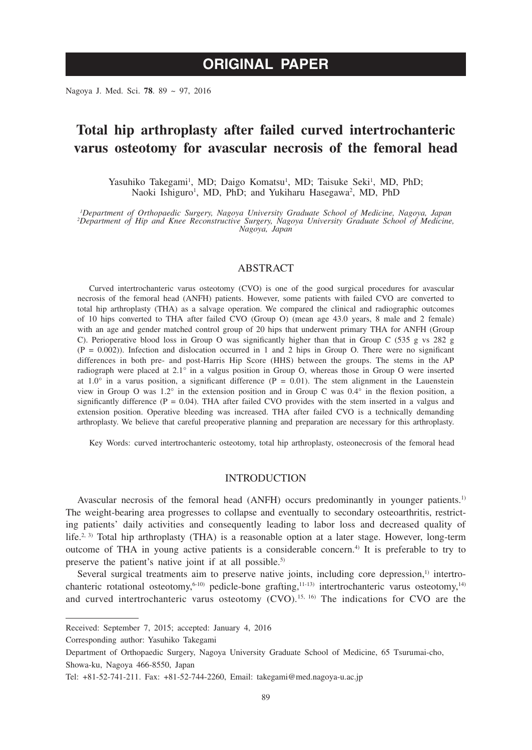# ORIGINAL PAPER

# Total hip arthroplasty after failed curved intertrochanteric varus osteotomy for avascular necrosis of the femoral head

Yasuhiko Takegami[1], MD; Daigo Komatsu[1], MD; Taisuke Seki[1], MD, PhD; Naoki Ishiguro[1], MD, PhD; and Yukiharu Hasegawa[2], MD, PhD

[1]*Department of Orthopaedic Surgery, Nagoya University Graduate School of Medicine, Nagoya, Japan*
[2]*Department of Hip and Knee Reconstructive Surgery, Nagoya University Graduate School of Medicine, Nagoya, Japan*

## ABSTRACT

Curved intertrochanteric varus osteotomy (CVO) is one of the good surgical procedures for avascular necrosis of the femoral head (ANFH) patients. However, some patients with failed CVO are converted to total hip arthroplasty (THA) as a salvage operation. We compared the clinical and radiographic outcomes of 10 hips converted to THA after failed CVO (Group O) (mean age 43.0 years, 8 male and 2 female) with an age and gender matched control group of 20 hips that underwent primary THA for ANFH (Group C). Perioperative blood loss in Group O was significantly higher than that in Group C (535 g vs 282 g (P = 0.002)). Infection and dislocation occurred in 1 and 2 hips in Group O. There were no significant differences in both pre- and post-Harris Hip Score (HHS) between the groups. The stems in the AP radiograph were placed at 2.1° in a valgus position in Group O, whereas those in Group O were inserted at 1.0° in a varus position, a significant difference (P = 0.01). The stem alignment in the Lauenstein view in Group O was 1.2° in the extension position and in Group C was 0.4° in the flexion position, a significantly difference (P = 0.04). THA after failed CVO provides with the stem inserted in a valgus and extension position. Operative bleeding was increased. THA after failed CVO is a technically demanding arthroplasty. We believe that careful preoperative planning and preparation are necessary for this arthroplasty.

Key Words: curved intertrochanteric osteotomy, total hip arthroplasty, osteonecrosis of the femoral head

## INTRODUCTION

Avascular necrosis of the femoral head (ANFH) occurs predominantly in younger patients.[1] The weight-bearing area progresses to collapse and eventually to secondary osteoarthritis, restricting patients' daily activities and consequently leading to labor loss and decreased quality of life.[2, 3] Total hip arthroplasty (THA) is a reasonable option at a later stage. However, long-term outcome of THA in young active patients is a considerable concern.[4] It is preferable to try to preserve the patient's native joint if at all possible.[5]

Several surgical treatments aim to preserve native joints, including core depression,[1] intertrochanteric rotational osteotomy,[6-10] pedicle-bone grafting,[11-13] intertrochanteric varus osteotomy,[14] and curved intertrochanteric varus osteotomy (CVO).[15, 16] The indications for CVO are the

---

Received: September 7, 2015; accepted: January 4, 2016

Corresponding author: Yasuhiko Takegami

Department of Orthopaedic Surgery, Nagoya University Graduate School of Medicine, 65 Tsurumai-cho, Showa-ku, Nagoya 466-8550, Japan

Tel: +81-52-741-211. Fax: +81-52-744-2260, Email: takegami@med.nagoya-u.ac.jp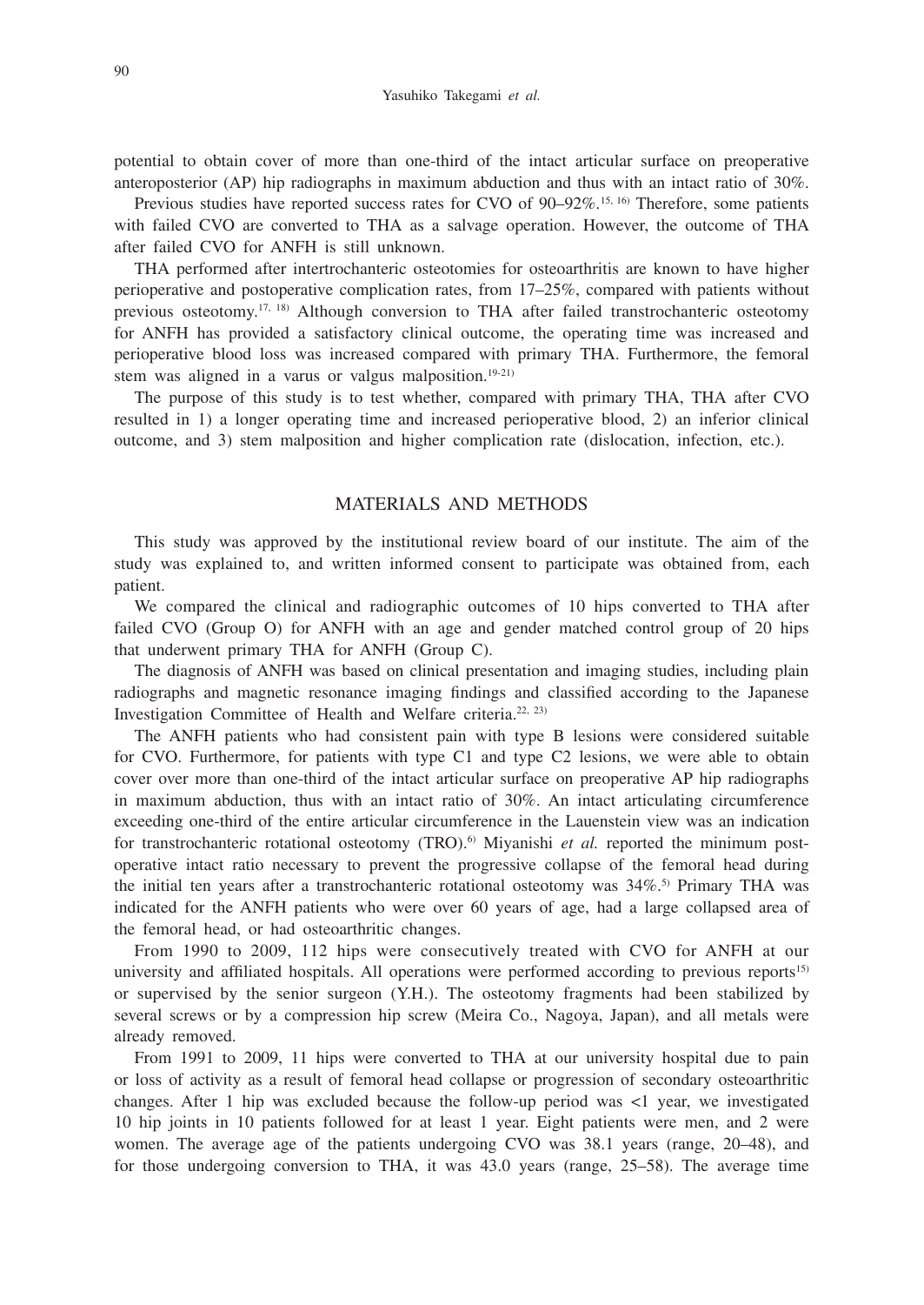potential to obtain cover of more than one-third of the intact articular surface on preoperative anteroposterior (AP) hip radiographs in maximum abduction and thus with an intact ratio of 30%.

Previous studies have reported success rates for CVO of 90–92%.[15, 16] Therefore, some patients with failed CVO are converted to THA as a salvage operation. However, the outcome of THA after failed CVO for ANFH is still unknown.

THA performed after intertrochanteric osteotomies for osteoarthritis are known to have higher perioperative and postoperative complication rates, from 17–25%, compared with patients without previous osteotomy.[17, 18] Although conversion to THA after failed transtrochanteric osteotomy for ANFH has provided a satisfactory clinical outcome, the operating time was increased and perioperative blood loss was increased compared with primary THA. Furthermore, the femoral stem was aligned in a varus or valgus malposition.[19-21]

The purpose of this study is to test whether, compared with primary THA, THA after CVO resulted in 1) a longer operating time and increased perioperative blood, 2) an inferior clinical outcome, and 3) stem malposition and higher complication rate (dislocation, infection, etc.).

## MATERIALS AND METHODS

This study was approved by the institutional review board of our institute. The aim of the study was explained to, and written informed consent to participate was obtained from, each patient.

We compared the clinical and radiographic outcomes of 10 hips converted to THA after failed CVO (Group O) for ANFH with an age and gender matched control group of 20 hips that underwent primary THA for ANFH (Group C).

The diagnosis of ANFH was based on clinical presentation and imaging studies, including plain radiographs and magnetic resonance imaging findings and classified according to the Japanese Investigation Committee of Health and Welfare criteria.[22, 23]

The ANFH patients who had consistent pain with type B lesions were considered suitable for CVO. Furthermore, for patients with type C1 and type C2 lesions, we were able to obtain cover over more than one-third of the intact articular surface on preoperative AP hip radiographs in maximum abduction, thus with an intact ratio of 30%. An intact articulating circumference exceeding one-third of the entire articular circumference in the Lauenstein view was an indication for transtrochanteric rotational osteotomy (TRO).[6] Miyanishi *et al.* reported the minimum postoperative intact ratio necessary to prevent the progressive collapse of the femoral head during the initial ten years after a transtrochanteric rotational osteotomy was 34%.[5] Primary THA was indicated for the ANFH patients who were over 60 years of age, had a large collapsed area of the femoral head, or had osteoarthritic changes.

From 1990 to 2009, 112 hips were consecutively treated with CVO for ANFH at our university and affiliated hospitals. All operations were performed according to previous reports[15] or supervised by the senior surgeon (Y.H.). The osteotomy fragments had been stabilized by several screws or by a compression hip screw (Meira Co., Nagoya, Japan), and all metals were already removed.

From 1991 to 2009, 11 hips were converted to THA at our university hospital due to pain or loss of activity as a result of femoral head collapse or progression of secondary osteoarthritic changes. After 1 hip was excluded because the follow-up period was <1 year, we investigated 10 hip joints in 10 patients followed for at least 1 year. Eight patients were men, and 2 were women. The average age of the patients undergoing CVO was 38.1 years (range, 20–48), and for those undergoing conversion to THA, it was 43.0 years (range, 25–58). The average time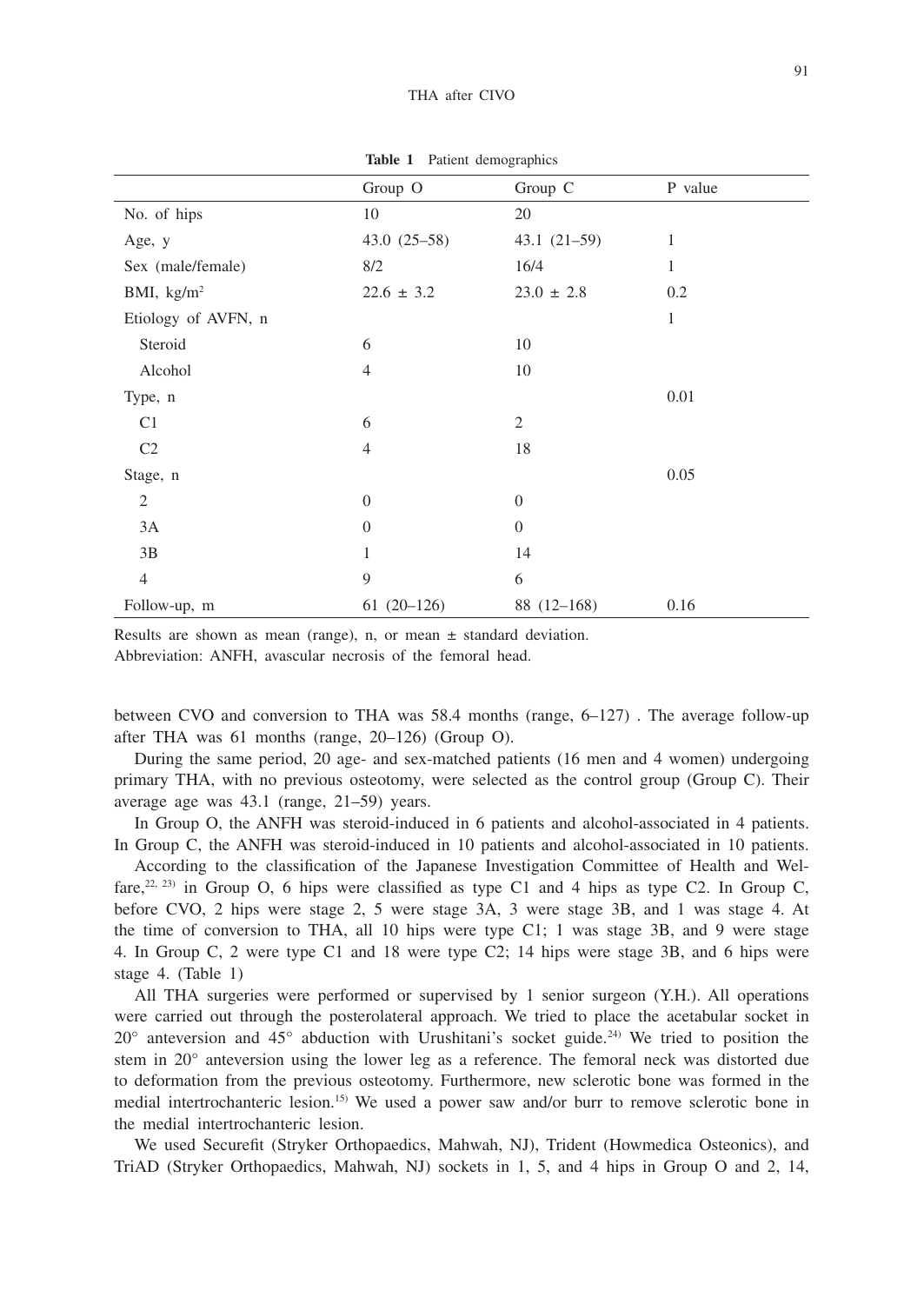**Table 1** Patient demographics

| | Group O | Group C | P value |
|---|---|---|---|
| No. of hips | 10 | 20 | |
| Age, y | 43.0 (25–58) | 43.1 (21–59) | 1 |
| Sex (male/female) | 8/2 | 16/4 | 1 |
| BMI, kg/m$^2$ | 22.6 ± 3.2 | 23.0 ± 2.8 | 0.2 |
| Etiology of AVFN, n | | | 1 |
| Steroid | 6 | 10 | |
| Alcohol | 4 | 10 | |
| Type, n | | | 0.01 |
| C1 | 6 | 2 | |
| C2 | 4 | 18 | |
| Stage, n | | | 0.05 |
| 2 | 0 | 0 | |
| 3A | 0 | 0 | |
| 3B | 1 | 14 | |
| 4 | 9 | 6 | |
| Follow-up, m | 61 (20–126) | 88 (12–168) | 0.16 |

Results are shown as mean (range), n, or mean ± standard deviation.
Abbreviation: ANFH, avascular necrosis of the femoral head.

between CVO and conversion to THA was 58.4 months (range, 6–127) . The average follow-up after THA was 61 months (range, 20–126) (Group O).

During the same period, 20 age- and sex-matched patients (16 men and 4 women) undergoing primary THA, with no previous osteotomy, were selected as the control group (Group C). Their average age was 43.1 (range, 21–59) years.

In Group O, the ANFH was steroid-induced in 6 patients and alcohol-associated in 4 patients. In Group C, the ANFH was steroid-induced in 10 patients and alcohol-associated in 10 patients.

According to the classification of the Japanese Investigation Committee of Health and Welfare,[22, 23] in Group O, 6 hips were classified as type C1 and 4 hips as type C2. In Group C, before CVO, 2 hips were stage 2, 5 were stage 3A, 3 were stage 3B, and 1 was stage 4. At the time of conversion to THA, all 10 hips were type C1; 1 was stage 3B, and 9 were stage 4. In Group C, 2 were type C1 and 18 were type C2; 14 hips were stage 3B, and 6 hips were stage 4. (Table 1)

All THA surgeries were performed or supervised by 1 senior surgeon (Y.H.). All operations were carried out through the posterolateral approach. We tried to place the acetabular socket in 20° anteversion and 45° abduction with Urushitani's socket guide.[24] We tried to position the stem in 20° anteversion using the lower leg as a reference. The femoral neck was distorted due to deformation from the previous osteotomy. Furthermore, new sclerotic bone was formed in the medial intertrochanteric lesion.[15] We used a power saw and/or burr to remove sclerotic bone in the medial intertrochanteric lesion.

We used Securefit (Stryker Orthopaedics, Mahwah, NJ), Trident (Howmedica Osteonics), and TriAD (Stryker Orthopaedics, Mahwah, NJ) sockets in 1, 5, and 4 hips in Group O and 2, 14,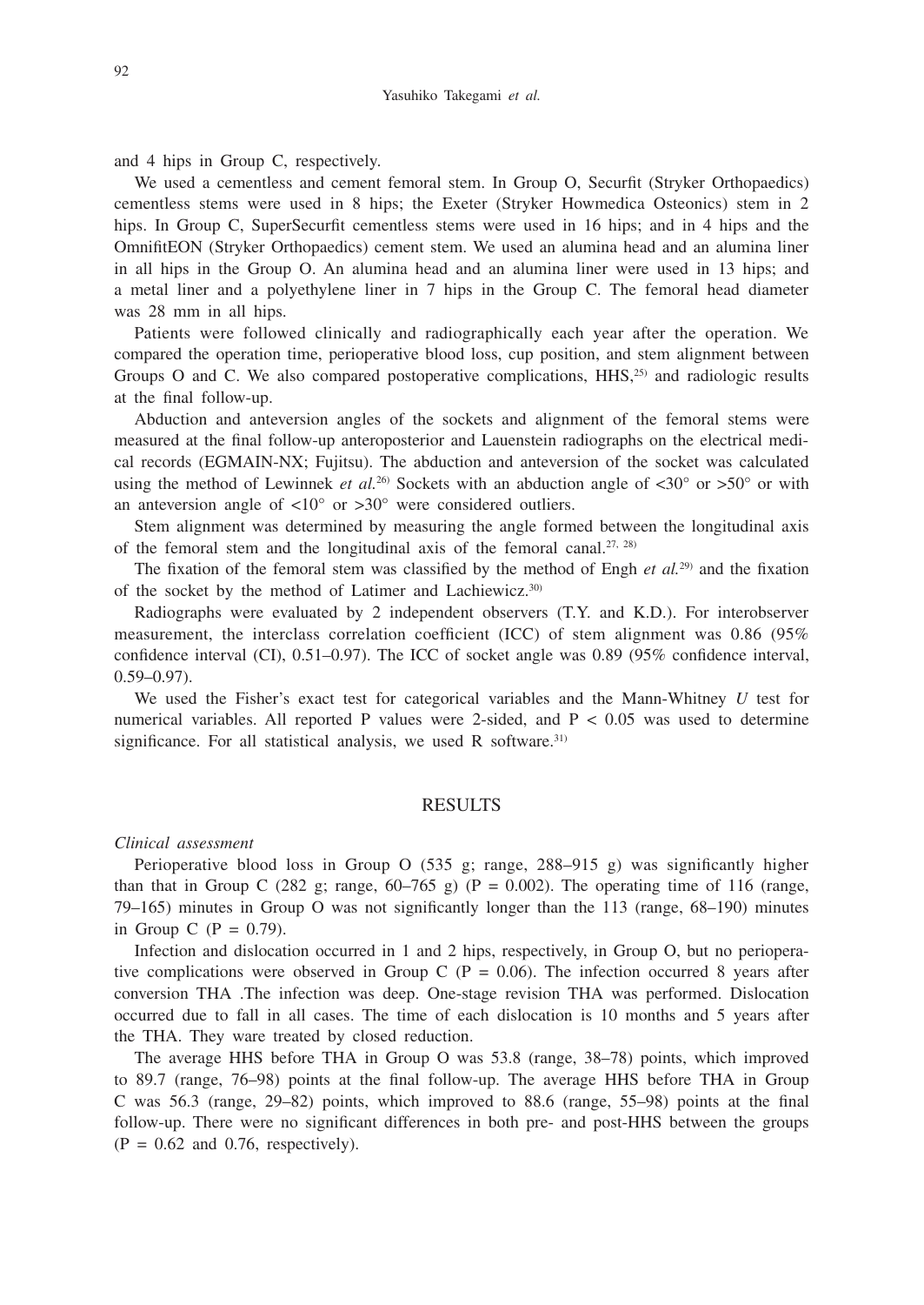and 4 hips in Group C, respectively.

We used a cementless and cement femoral stem. In Group O, Securfit (Stryker Orthopaedics) cementless stems were used in 8 hips; the Exeter (Stryker Howmedica Osteonics) stem in 2 hips. In Group C, SuperSecurfit cementless stems were used in 16 hips; and in 4 hips and the OmnifitEON (Stryker Orthopaedics) cement stem. We used an alumina head and an alumina liner in all hips in the Group O. An alumina head and an alumina liner were used in 13 hips; and a metal liner and a polyethylene liner in 7 hips in the Group C. The femoral head diameter was 28 mm in all hips.

Patients were followed clinically and radiographically each year after the operation. We compared the operation time, perioperative blood loss, cup position, and stem alignment between Groups O and C. We also compared postoperative complications, HHS,[25] and radiologic results at the final follow-up.

Abduction and anteversion angles of the sockets and alignment of the femoral stems were measured at the final follow-up anteroposterior and Lauenstein radiographs on the electrical medical records (EGMAIN-NX; Fujitsu). The abduction and anteversion of the socket was calculated using the method of Lewinnek *et al.*[26] Sockets with an abduction angle of <30° or >50° or with an anteversion angle of <10° or >30° were considered outliers.

Stem alignment was determined by measuring the angle formed between the longitudinal axis of the femoral stem and the longitudinal axis of the femoral canal.[27, 28]

The fixation of the femoral stem was classified by the method of Engh *et al.*[29] and the fixation of the socket by the method of Latimer and Lachiewicz.[30]

Radiographs were evaluated by 2 independent observers (T.Y. and K.D.). For interobserver measurement, the interclass correlation coefficient (ICC) of stem alignment was 0.86 (95% confidence interval (CI), 0.51–0.97). The ICC of socket angle was 0.89 (95% confidence interval, 0.59–0.97).

We used the Fisher's exact test for categorical variables and the Mann-Whitney *U* test for numerical variables. All reported P values were 2-sided, and $P < 0.05$ was used to determine significance. For all statistical analysis, we used R software.[31]

## RESULTS

*Clinical assessment*

Perioperative blood loss in Group O (535 g; range, 288–915 g) was significantly higher than that in Group C (282 g; range, 60–765 g) ($P = 0.002$). The operating time of 116 (range, 79–165) minutes in Group O was not significantly longer than the 113 (range, 68–190) minutes in Group C ($P = 0.79$).

Infection and dislocation occurred in 1 and 2 hips, respectively, in Group O, but no perioperative complications were observed in Group C ($P = 0.06$). The infection occurred 8 years after conversion THA .The infection was deep. One-stage revision THA was performed. Dislocation occurred due to fall in all cases. The time of each dislocation is 10 months and 5 years after the THA. They ware treated by closed reduction.

The average HHS before THA in Group O was 53.8 (range, 38–78) points, which improved to 89.7 (range, 76–98) points at the final follow-up. The average HHS before THA in Group C was 56.3 (range, 29–82) points, which improved to 88.6 (range, 55–98) points at the final follow-up. There were no significant differences in both pre- and post-HHS between the groups ($P = 0.62$ and $0.76$, respectively).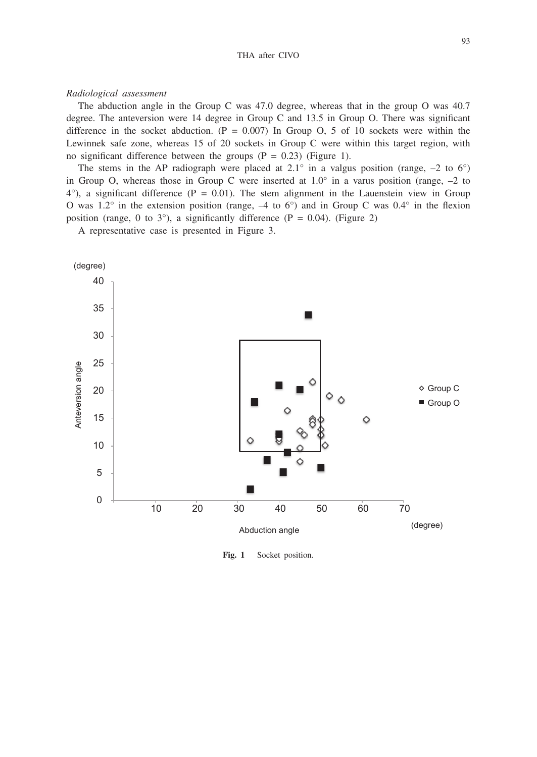*Radiological assessment*

The abduction angle in the Group C was 47.0 degree, whereas that in the group O was 40.7 degree. The anteversion were 14 degree in Group C and 13.5 in Group O. There was significant difference in the socket abduction. (P = 0.007) In Group O, 5 of 10 sockets were within the Lewinnek safe zone, whereas 15 of 20 sockets in Group C were within this target region, with no significant difference between the groups (P = 0.23) (Figure 1).

The stems in the AP radiograph were placed at 2.1° in a valgus position (range, –2 to 6°) in Group O, whereas those in Group C were inserted at 1.0° in a varus position (range, –2 to 4°), a significant difference (P = 0.01). The stem alignment in the Lauenstein view in Group O was 1.2° in the extension position (range, –4 to 6°) and in Group C was 0.4° in the flexion position (range, 0 to 3°), a significantly difference (P = 0.04). (Figure 2)

A representative case is presented in Figure 3.

**Fig. 1** Socket position.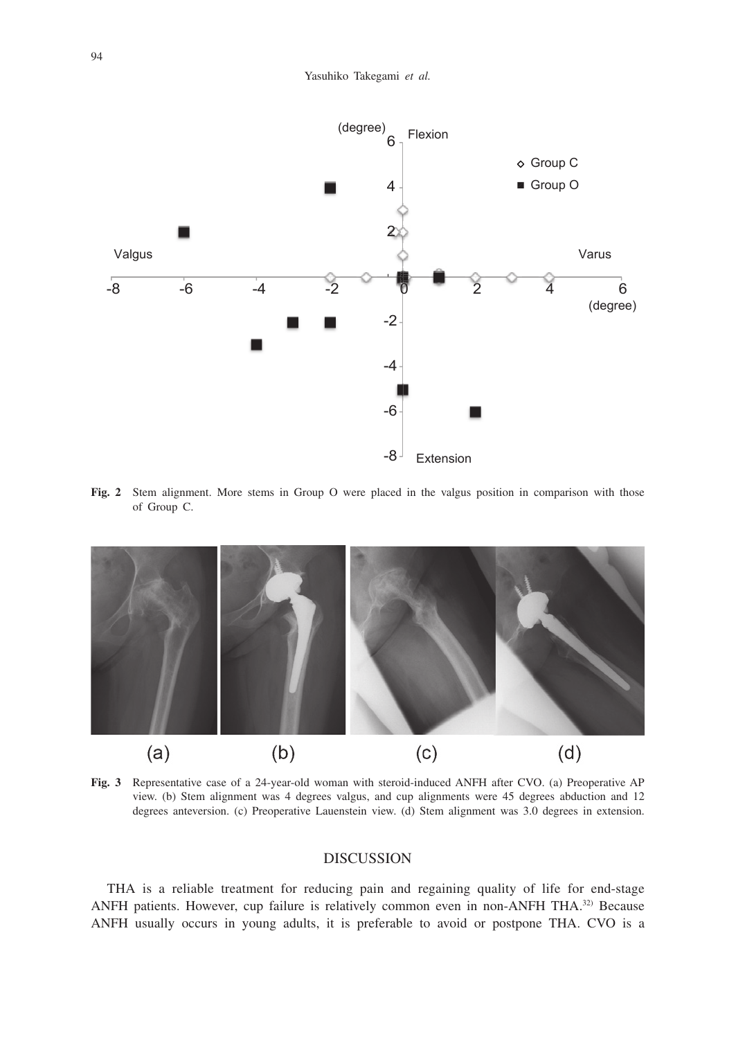**Fig. 2** Stem alignment. More stems in Group O were placed in the valgus position in comparison with those of Group C.

**Fig. 3** Representative case of a 24-year-old woman with steroid-induced ANFH after CVO. (a) Preoperative AP view. (b) Stem alignment was 4 degrees valgus, and cup alignments were 45 degrees abduction and 12 degrees anteversion. (c) Preoperative Lauenstein view. (d) Stem alignment was 3.0 degrees in extension.

## DISCUSSION

THA is a reliable treatment for reducing pain and regaining quality of life for end-stage ANFH patients. However, cup failure is relatively common even in non-ANFH THA.[32] Because ANFH usually occurs in young adults, it is preferable to avoid or postpone THA. CVO is a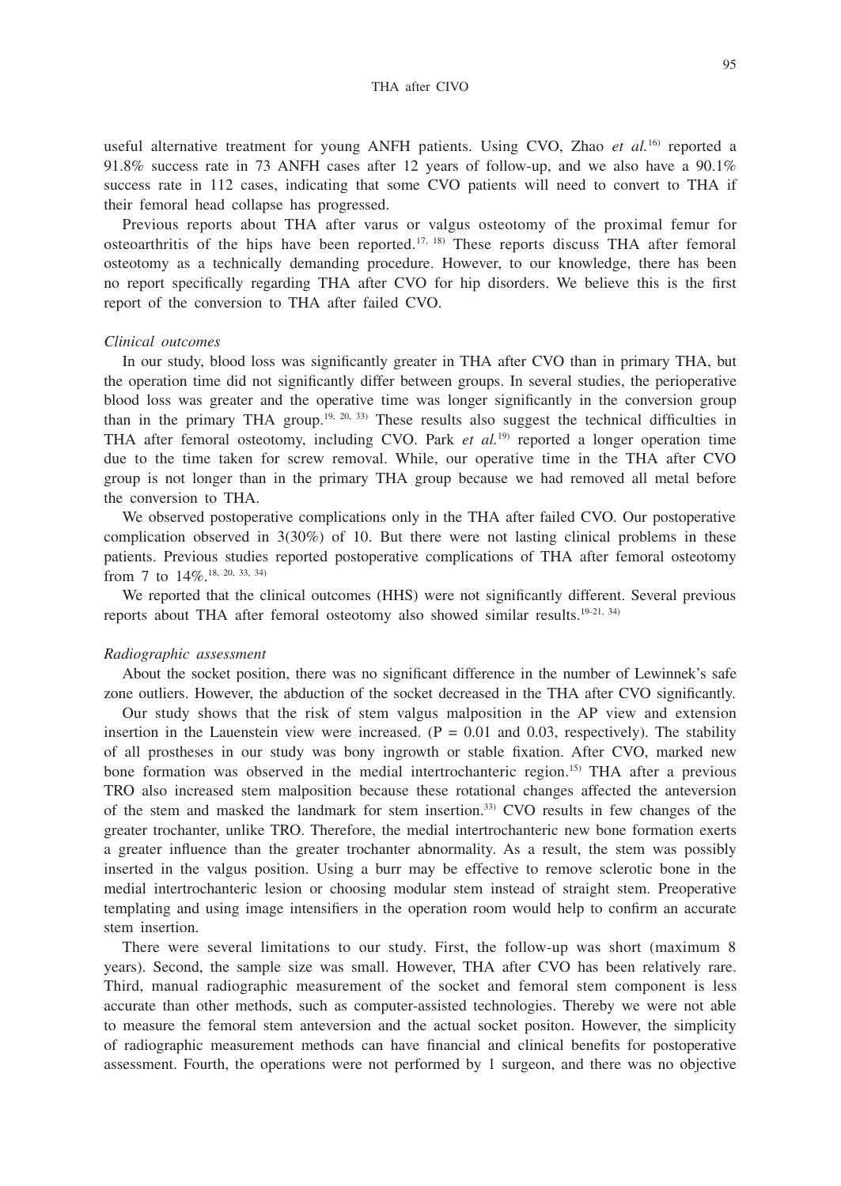useful alternative treatment for young ANFH patients. Using CVO, Zhao *et al.*[16] reported a 91.8% success rate in 73 ANFH cases after 12 years of follow-up, and we also have a 90.1% success rate in 112 cases, indicating that some CVO patients will need to convert to THA if their femoral head collapse has progressed.

Previous reports about THA after varus or valgus osteotomy of the proximal femur for osteoarthritis of the hips have been reported.[17, 18] These reports discuss THA after femoral osteotomy as a technically demanding procedure. However, to our knowledge, there has been no report specifically regarding THA after CVO for hip disorders. We believe this is the first report of the conversion to THA after failed CVO.

*Clinical outcomes*

In our study, blood loss was significantly greater in THA after CVO than in primary THA, but the operation time did not significantly differ between groups. In several studies, the perioperative blood loss was greater and the operative time was longer significantly in the conversion group than in the primary THA group.[19, 20, 33] These results also suggest the technical difficulties in THA after femoral osteotomy, including CVO. Park *et al.*[19] reported a longer operation time due to the time taken for screw removal. While, our operative time in the THA after CVO group is not longer than in the primary THA group because we had removed all metal before the conversion to THA.

We observed postoperative complications only in the THA after failed CVO. Our postoperative complication observed in 3(30%) of 10. But there were not lasting clinical problems in these patients. Previous studies reported postoperative complications of THA after femoral osteotomy from 7 to 14%.[18, 20, 33, 34]

We reported that the clinical outcomes (HHS) were not significantly different. Several previous reports about THA after femoral osteotomy also showed similar results.[19-21, 34]

*Radiographic assessment*

About the socket position, there was no significant difference in the number of Lewinnek's safe zone outliers. However, the abduction of the socket decreased in the THA after CVO significantly.

Our study shows that the risk of stem valgus malposition in the AP view and extension insertion in the Lauenstein view were increased. ($P = 0.01$ and $0.03$, respectively). The stability of all prostheses in our study was bony ingrowth or stable fixation. After CVO, marked new bone formation was observed in the medial intertrochanteric region.[15] THA after a previous TRO also increased stem malposition because these rotational changes affected the anteversion of the stem and masked the landmark for stem insertion.[33] CVO results in few changes of the greater trochanter, unlike TRO. Therefore, the medial intertrochanteric new bone formation exerts a greater influence than the greater trochanter abnormality. As a result, the stem was possibly inserted in the valgus position. Using a burr may be effective to remove sclerotic bone in the medial intertrochanteric lesion or choosing modular stem instead of straight stem. Preoperative templating and using image intensifiers in the operation room would help to confirm an accurate stem insertion.

There were several limitations to our study. First, the follow-up was short (maximum 8 years). Second, the sample size was small. However, THA after CVO has been relatively rare. Third, manual radiographic measurement of the socket and femoral stem component is less accurate than other methods, such as computer-assisted technologies. Thereby we were not able to measure the femoral stem anteversion and the actual socket positon. However, the simplicity of radiographic measurement methods can have financial and clinical benefits for postoperative assessment. Fourth, the operations were not performed by 1 surgeon, and there was no objective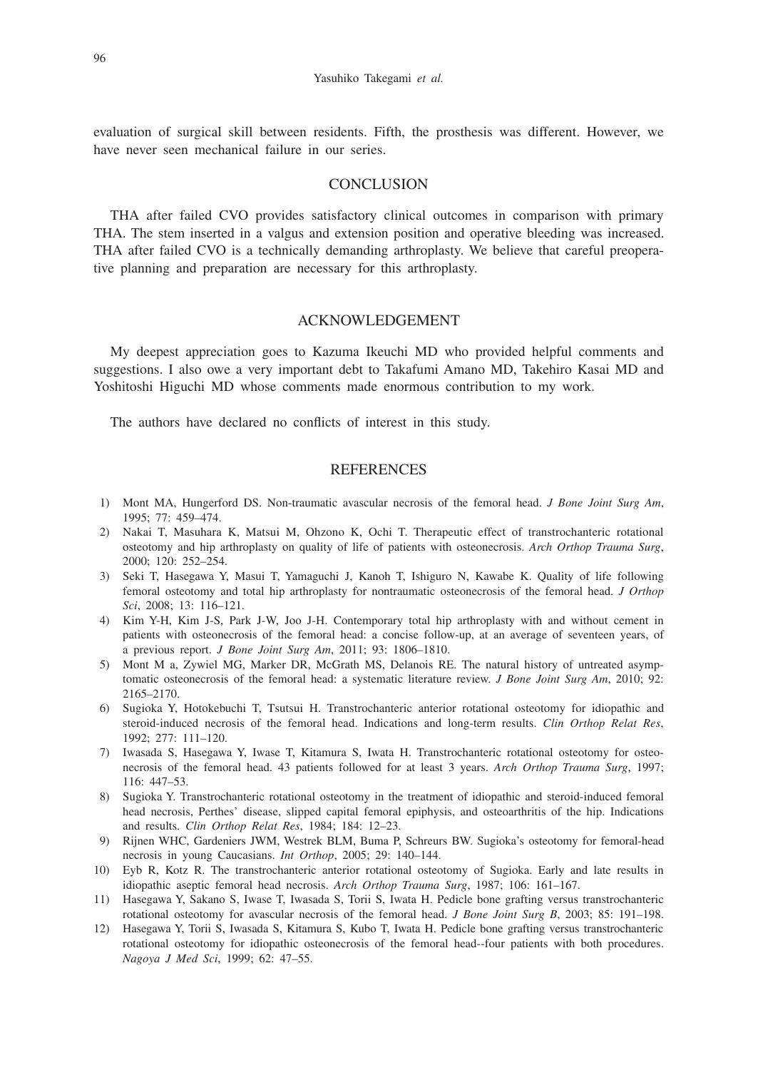evaluation of surgical skill between residents. Fifth, the prosthesis was different. However, we have never seen mechanical failure in our series.

## CONCLUSION

THA after failed CVO provides satisfactory clinical outcomes in comparison with primary THA. The stem inserted in a valgus and extension position and operative bleeding was increased. THA after failed CVO is a technically demanding arthroplasty. We believe that careful preoperative planning and preparation are necessary for this arthroplasty.

## ACKNOWLEDGEMENT

My deepest appreciation goes to Kazuma Ikeuchi MD who provided helpful comments and suggestions. I also owe a very important debt to Takafumi Amano MD, Takehiro Kasai MD and Yoshitoshi Higuchi MD whose comments made enormous contribution to my work.

The authors have declared no conflicts of interest in this study.

## REFERENCES

1) Mont MA, Hungerford DS. Non-traumatic avascular necrosis of the femoral head. *J Bone Joint Surg Am*, 1995; 77: 459–474.
2) Nakai T, Masuhara K, Matsui M, Ohzono K, Ochi T. Therapeutic effect of transtrochanteric rotational osteotomy and hip arthroplasty on quality of life of patients with osteonecrosis. *Arch Orthop Trauma Surg*, 2000; 120: 252–254.
3) Seki T, Hasegawa Y, Masui T, Yamaguchi J, Kanoh T, Ishiguro N, Kawabe K. Quality of life following femoral osteotomy and total hip arthroplasty for nontraumatic osteonecrosis of the femoral head. *J Orthop Sci*, 2008; 13: 116–121.
4) Kim Y-H, Kim J-S, Park J-W, Joo J-H. Contemporary total hip arthroplasty with and without cement in patients with osteonecrosis of the femoral head: a concise follow-up, at an average of seventeen years, of a previous report. *J Bone Joint Surg Am*, 2011; 93: 1806–1810.
5) Mont M a, Zywiel MG, Marker DR, McGrath MS, Delanois RE. The natural history of untreated asymptomatic osteonecrosis of the femoral head: a systematic literature review. *J Bone Joint Surg Am*, 2010; 92: 2165–2170.
6) Sugioka Y, Hotokebuchi T, Tsutsui H. Transtrochanteric anterior rotational osteotomy for idiopathic and steroid-induced necrosis of the femoral head. Indications and long-term results. *Clin Orthop Relat Res*, 1992; 277: 111–120.
7) Iwasada S, Hasegawa Y, Iwase T, Kitamura S, Iwata H. Transtrochanteric rotational osteotomy for osteonecrosis of the femoral head. 43 patients followed for at least 3 years. *Arch Orthop Trauma Surg*, 1997; 116: 447–53.
8) Sugioka Y. Transtrochanteric rotational osteotomy in the treatment of idiopathic and steroid-induced femoral head necrosis, Perthes' disease, slipped capital femoral epiphysis, and osteoarthritis of the hip. Indications and results. *Clin Orthop Relat Res*, 1984; 184: 12–23.
9) Rijnen WHC, Gardeniers JWM, Westrek BLM, Buma P, Schreurs BW. Sugioka's osteotomy for femoral-head necrosis in young Caucasians. *Int Orthop*, 2005; 29: 140–144.
10) Eyb R, Kotz R. The transtrochanteric anterior rotational osteotomy of Sugioka. Early and late results in idiopathic aseptic femoral head necrosis. *Arch Orthop Trauma Surg*, 1987; 106: 161–167.
11) Hasegawa Y, Sakano S, Iwase T, Iwasada S, Torii S, Iwata H. Pedicle bone grafting versus transtrochanteric rotational osteotomy for avascular necrosis of the femoral head. *J Bone Joint Surg B*, 2003; 85: 191–198.
12) Hasegawa Y, Torii S, Iwasada S, Kitamura S, Kubo T, Iwata H. Pedicle bone grafting versus transtrochanteric rotational osteotomy for idiopathic osteonecrosis of the femoral head--four patients with both procedures. *Nagoya J Med Sci*, 1999; 62: 47–55.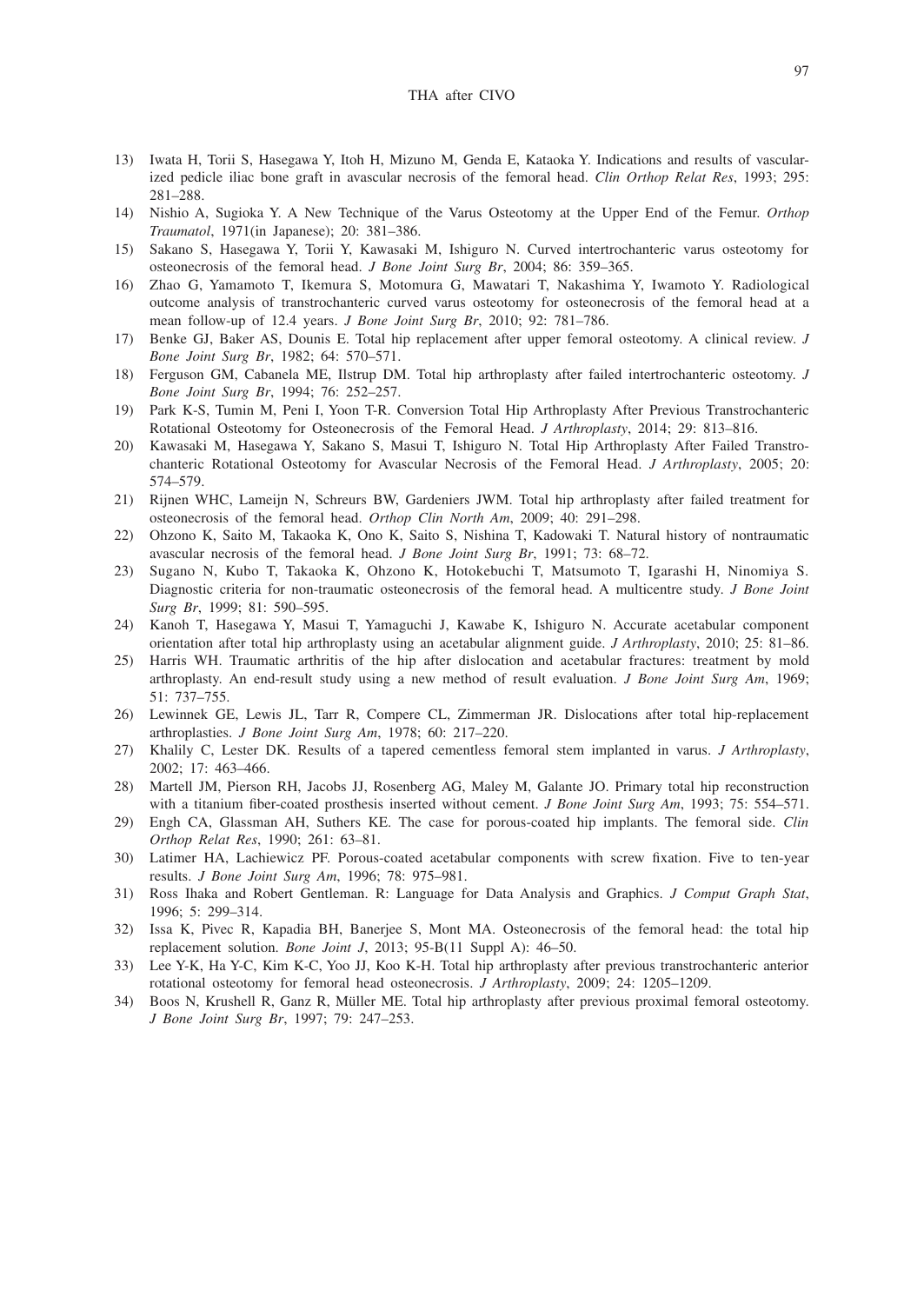13) Iwata H, Torii S, Hasegawa Y, Itoh H, Mizuno M, Genda E, Kataoka Y. Indications and results of vascularized pedicle iliac bone graft in avascular necrosis of the femoral head. *Clin Orthop Relat Res*, 1993; 295: 281–288.
14) Nishio A, Sugioka Y. A New Technique of the Varus Osteotomy at the Upper End of the Femur. *Orthop Traumatol*, 1971(in Japanese); 20: 381–386.
15) Sakano S, Hasegawa Y, Torii Y, Kawasaki M, Ishiguro N. Curved intertrochanteric varus osteotomy for osteonecrosis of the femoral head. *J Bone Joint Surg Br*, 2004; 86: 359–365.
16) Zhao G, Yamamoto T, Ikemura S, Motomura G, Mawatari T, Nakashima Y, Iwamoto Y. Radiological outcome analysis of transtrochanteric curved varus osteotomy for osteonecrosis of the femoral head at a mean follow-up of 12.4 years. *J Bone Joint Surg Br*, 2010; 92: 781–786.
17) Benke GJ, Baker AS, Dounis E. Total hip replacement after upper femoral osteotomy. A clinical review. *J Bone Joint Surg Br*, 1982; 64: 570–571.
18) Ferguson GM, Cabanela ME, Ilstrup DM. Total hip arthroplasty after failed intertrochanteric osteotomy. *J Bone Joint Surg Br*, 1994; 76: 252–257.
19) Park K-S, Tumin M, Peni I, Yoon T-R. Conversion Total Hip Arthroplasty After Previous Transtrochanteric Rotational Osteotomy for Osteonecrosis of the Femoral Head. *J Arthroplasty*, 2014; 29: 813–816.
20) Kawasaki M, Hasegawa Y, Sakano S, Masui T, Ishiguro N. Total Hip Arthroplasty After Failed Transtrochanteric Rotational Osteotomy for Avascular Necrosis of the Femoral Head. *J Arthroplasty*, 2005; 20: 574–579.
21) Rijnen WHC, Lameijn N, Schreurs BW, Gardeniers JWM. Total hip arthroplasty after failed treatment for osteonecrosis of the femoral head. *Orthop Clin North Am*, 2009; 40: 291–298.
22) Ohzono K, Saito M, Takaoka K, Ono K, Saito S, Nishina T, Kadowaki T. Natural history of nontraumatic avascular necrosis of the femoral head. *J Bone Joint Surg Br*, 1991; 73: 68–72.
23) Sugano N, Kubo T, Takaoka K, Ohzono K, Hotokebuchi T, Matsumoto T, Igarashi H, Ninomiya S. Diagnostic criteria for non-traumatic osteonecrosis of the femoral head. A multicentre study. *J Bone Joint Surg Br*, 1999; 81: 590–595.
24) Kanoh T, Hasegawa Y, Masui T, Yamaguchi J, Kawabe K, Ishiguro N. Accurate acetabular component orientation after total hip arthroplasty using an acetabular alignment guide. *J Arthroplasty*, 2010; 25: 81–86.
25) Harris WH. Traumatic arthritis of the hip after dislocation and acetabular fractures: treatment by mold arthroplasty. An end-result study using a new method of result evaluation. *J Bone Joint Surg Am*, 1969; 51: 737–755.
26) Lewinnek GE, Lewis JL, Tarr R, Compere CL, Zimmerman JR. Dislocations after total hip-replacement arthroplasties. *J Bone Joint Surg Am*, 1978; 60: 217–220.
27) Khalily C, Lester DK. Results of a tapered cementless femoral stem implanted in varus. *J Arthroplasty*, 2002; 17: 463–466.
28) Martell JM, Pierson RH, Jacobs JJ, Rosenberg AG, Maley M, Galante JO. Primary total hip reconstruction with a titanium fiber-coated prosthesis inserted without cement. *J Bone Joint Surg Am*, 1993; 75: 554–571.
29) Engh CA, Glassman AH, Suthers KE. The case for porous-coated hip implants. The femoral side. *Clin Orthop Relat Res*, 1990; 261: 63–81.
30) Latimer HA, Lachiewicz PF. Porous-coated acetabular components with screw fixation. Five to ten-year results. *J Bone Joint Surg Am*, 1996; 78: 975–981.
31) Ross Ihaka and Robert Gentleman. R: Language for Data Analysis and Graphics. *J Comput Graph Stat*, 1996; 5: 299–314.
32) Issa K, Pivec R, Kapadia BH, Banerjee S, Mont MA. Osteonecrosis of the femoral head: the total hip replacement solution. *Bone Joint J*, 2013; 95-B(11 Suppl A): 46–50.
33) Lee Y-K, Ha Y-C, Kim K-C, Yoo JJ, Koo K-H. Total hip arthroplasty after previous transtrochanteric anterior rotational osteotomy for femoral head osteonecrosis. *J Arthroplasty*, 2009; 24: 1205–1209.
34) Boos N, Krushell R, Ganz R, Müller ME. Total hip arthroplasty after previous proximal femoral osteotomy. *J Bone Joint Surg Br*, 1997; 79: 247–253.